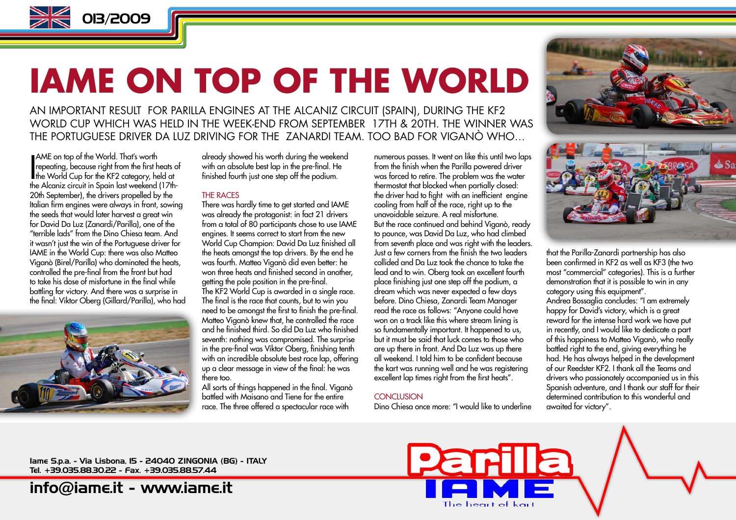# IAME ON TOP OF THE WORLD

AN IMPORTANT RESULT FOR PARILLA ENGINES AT THE ALCANIZ CIRCUIT (SPAIN), DURING THE KF2 WORLD CUP WHICH WAS HELD IN THE WEEK-END FROM SEPTEMBER 17TH & 20TH. THE WINNER WAS THE PORTUGUESE DRIVER DA LUZ DRIVING FOR THE ZANARDI TEAM. TOO BAD FOR VIGANÒ WHO…

IAME on top of the World. That's worth repeating, because right from the first heats of the World Cup for the KF2 category, held at the Alcaniz circuit in Spain last weekend (17th-20th September), the drivers propelled by the Italian firm engines were always in front, sowing the seeds that would later harvest a great win for David Da Luz (Zanardi/Parilla), one of the "terrible lads" from the Dino Chiesa team. And it wasn't just the win of the Portuguese driver for IAME in the World Cup: there was also Matteo Viganò (Birel/Parilla) who dominated the heats, controlled the pre-final from the front but had to take his dose of misfortune in the final while battling for victory. And there was a surprise in the final: Viktor Oberg (Gillard/Parilla), who had already showed his worth during the weekend with an absolute best lap in the pre-final. He finished fourth just one step off the podium.

## THE RACES

There was hardly time to get started and IAME was already the protagonist: in fact 21 drivers from a total of 80 participants chose to use IAME engines. It seems correct to start from the new World Cup Champion: David Da Luz finished all the heats amongst the top drivers. By the end he was fourth. Matteo Viganò did even better: he won three heats and finished second in another, getting the pole position in the pre-final.

The KF2 World Cup is awarded in a single race. The final is the race that counts, but to win you need to be amongst the first to finish the pre-final. Matteo Viganò knew that, he controlled the race and he finished third. So did Da Luz who finished seventh: nothing was compromised. The surprise in the pre-final was Viktor Oberg, finishing tenth with an incredible absolute best race lap, offering up a clear message in view of the final: he was there too.

All sorts of things happened in the final. Viganò battled with Maisano and Tiene for the entire race. The three offered a spectacular race with numerous passes. It went on like this until two laps from the finish when the Parilla powered driver was forced to retire. The problem was the water thermostat that blocked when partially closed: the driver had to fight with an inefficient engine cooling from half of the race, right up to the unavoidable seizure. A real misfortune.

But the race continued and behind Viganò, ready to pounce, was David Da Luz, who had climbed from seventh place and was right with the leaders. Just a few corners from the finish the two leaders collided and Da Luz took the chance to take the lead and to win. Oberg took an excellent fourth place finishing just one step off the podium, a dream which was never expected a few days before. Dino Chiesa, Zanardi Team Manager read the race as follows: "Anyone could have won on a track like this where stream lining is so fundamentally important. It happened to us, but it must be said that luck comes to those who are up there in front. And Da Luz was up there all weekend. I told him to be confident because the kart was running well and he was registering excellent lap times right from the first heats".

## CONCLUSION

Dino Chiesa once more: "I would like to underline that the Parilla-Zanardi partnership has also been confirmed in KF2 as well as KF3 (the two most "commercial" categories). This is a further demonstration that it is possible to win in any category using this equipment".

Andrea Bossaglia concludes: "I am extremely happy for David's victory, which is a great reward for the intense hard work we have put in recently, and I would like to dedicate a part of this happiness to Matteo Viganò, who really battled right to the end, giving everything he had. He has always helped in the development of our Reedster KF2. I thank all the Teams and drivers who passionately accompanied us in this Spanish adventure, and I thank our staff for their determined contribution to this wonderful and awaited for victory".

Iame S.p.a. - Via Lisbona, 15 - 24040 ZINGONIA (BG) - ITALY
Tel. +39.035.88.30.22 - Fax. +39.035.88.57.44

info@iame.it - www.iame.it

Parilla IAME The heart of kart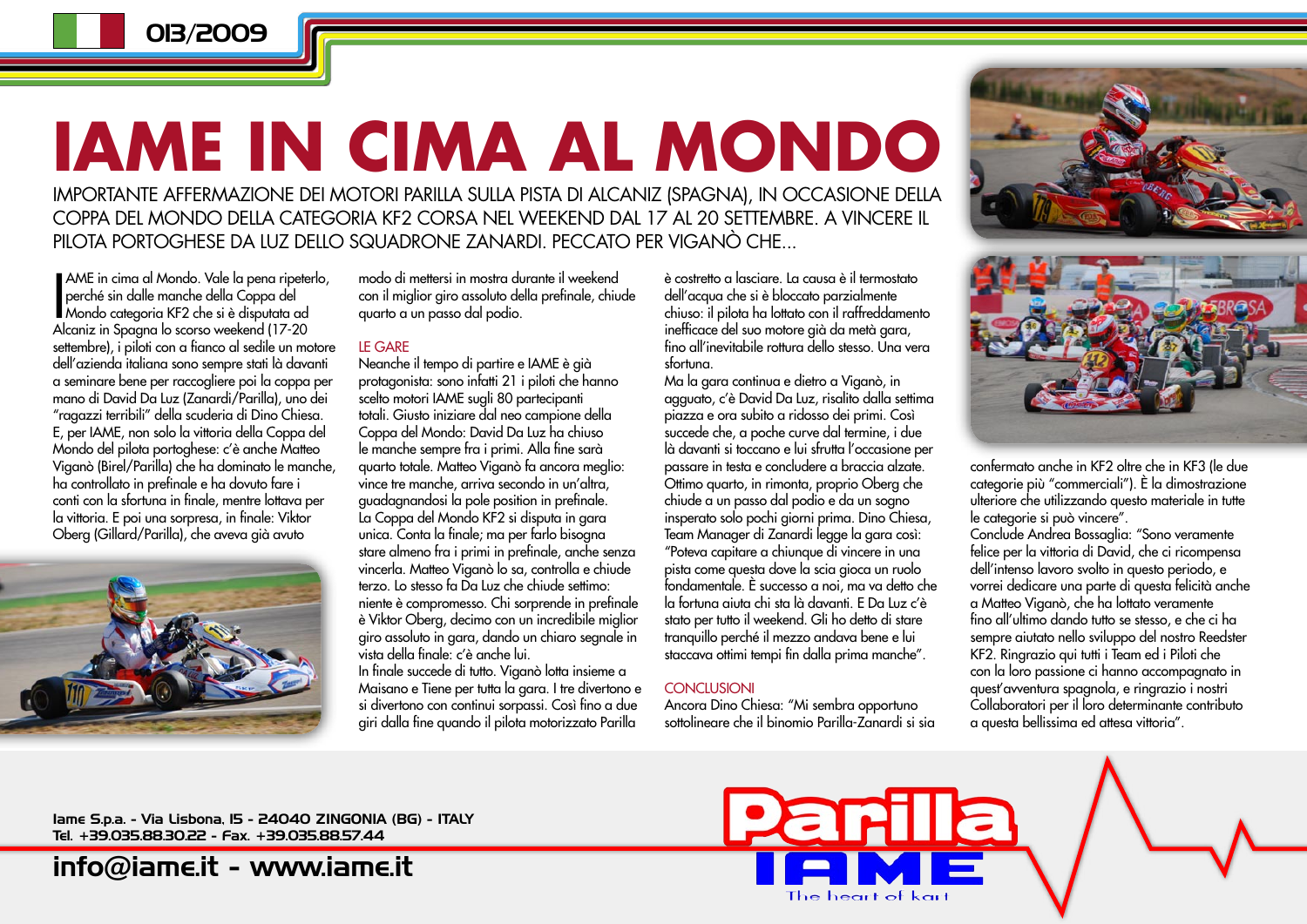# IAME IN CIMA AL MONDO

IMPORTANTE AFFERMAZIONE DEI MOTORI PARILLA SULLA PISTA DI ALCANIZ (SPAGNA), IN OCCASIONE DELLA COPPA DEL MONDO DELLA CATEGORIA KF2 CORSA NEL WEEKEND DAL 17 AL 20 SETTEMBRE. A VINCERE IL PILOTA PORTOGHESE DA LUZ DELLO SQUADRONE ZANARDI. PECCATO PER VIGANÒ CHE...

IAME in cima al Mondo. Vale la pena ripeterlo, perché sin dalle manche della Coppa del Mondo categoria KF2 che si è disputata ad Alcaniz in Spagna lo scorso weekend (17-20 settembre), i piloti con a fianco al sedile un motore dell'azienda italiana sono sempre stati là davanti a seminare bene per raccogliere poi la coppa per mano di David Da Luz (Zanardi/Parilla), uno dei "ragazzi terribili" della scuderia di Dino Chiesa. E, per IAME, non solo la vittoria della Coppa del Mondo del pilota portoghese: c'è anche Matteo Viganò (Birel/Parilla) che ha dominato le manche, ha controllato in prefinale e ha dovuto fare i conti con la sfortuna in finale, mentre lottava per la vittoria. E poi una sorpresa, in finale: Viktor Oberg (Gillard/Parilla), che aveva già avuto modo di mettersi in mostra durante il weekend con il miglior giro assoluto della prefinale, chiude quarto a un passo dal podio.

## LE GARE

Neanche il tempo di partire e IAME è già protagonista: sono infatti 21 i piloti che hanno scelto motori IAME sugli 80 partecipanti totali. Giusto iniziare dal neo campione della Coppa del Mondo: David Da Luz ha chiuso le manche sempre fra i primi. Alla fine sarà quarto totale. Matteo Viganò fa ancora meglio: vince tre manche, arriva secondo in un'altra, guadagnandosi la pole position in prefinale. La Coppa del Mondo KF2 si disputa in gara unica. Conta la finale; ma per farlo bisogna stare almeno fra i primi in prefinale, anche senza vincerla. Matteo Viganò lo sa, controlla e chiude terzo. Lo stesso fa Da Luz che chiude settimo: niente è compromesso. Chi sorprende in prefinale è Viktor Oberg, decimo con un incredibile miglior giro assoluto in gara, dando un chiaro segnale in vista della finale: c'è anche lui.
In finale succede di tutto. Viganò lotta insieme a Maisano e Tiene per tutta la gara. I tre divertono e si divertono con continui sorpassi. Così fino a due giri dalla fine quando il pilota motorizzato Parilla è costretto a lasciare. La causa è il termostato dell'acqua che si è bloccato parzialmente chiuso: il pilota ha lottato con il raffreddamento inefficace del suo motore già da metà gara, fino all'inevitabile rottura dello stesso. Una vera sfortuna.
Ma la gara continua e dietro a Viganò, in agguato, c'è David Da Luz, risalito dalla settima piazza e ora subito a ridosso dei primi. Così succede che, a poche curve dal termine, i due là davanti si toccano e lui sfrutta l'occasione per passare in testa e concludere a braccia alzate. Ottimo quarto, in rimonta, proprio Oberg che chiude a un passo dal podio e da un sogno insperato solo pochi giorni prima. Dino Chiesa, Team Manager di Zanardi legge la gara così: "Poteva capitare a chiunque di vincere in una pista come questa dove la scia gioca un ruolo fondamentale. È successo a noi, ma va detto che la fortuna aiuta chi sta là davanti. E Da Luz c'è stato per tutto il weekend. Gli ho detto di stare tranquillo perché il mezzo andava bene e lui staccava ottimi tempi fin dalla prima manche".

## CONCLUSIONI

Ancora Dino Chiesa: "Mi sembra opportuno sottolineare che il binomio Parilla-Zanardi si sia confermato anche in KF2 oltre che in KF3 (le due categorie più "commerciali"). È la dimostrazione ulteriore che utilizzando questo materiale in tutte le categorie si può vincere".
Conclude Andrea Bossaglia: "Sono veramente felice per la vittoria di David, che ci ricompensa dell'intenso lavoro svolto in questo periodo, e vorrei dedicare una parte di questa felicità anche a Matteo Viganò, che ha lottato veramente fino all'ultimo dando tutto se stesso, e che ci ha sempre aiutato nello sviluppo del nostro Reedster KF2. Ringrazio qui tutti i Team ed i Piloti che con la loro passione ci hanno accompagnato in quest'avventura spagnola, e ringrazio i nostri Collaboratori per il loro determinante contributo a questa bellissima ed attesa vittoria".

Iame S.p.a. - Via Lisbona, 15 - 24040 ZINGONIA (BG) - ITALY
Tel. +39.035.88.30.22 - Fax. +39.035.88.57.44

info@iame.it - www.iame.it

Parilla IAME
The heart of kart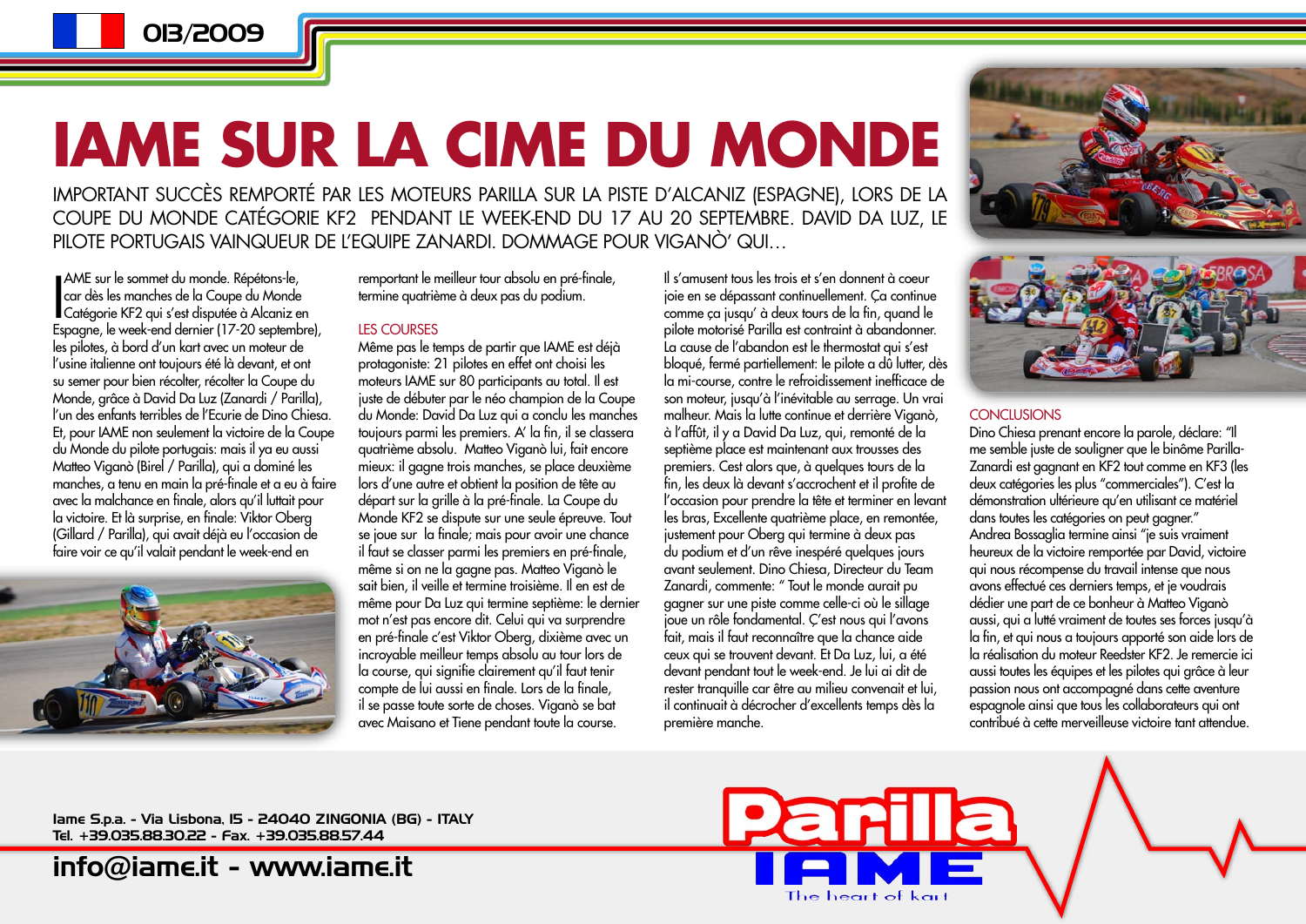# IAME SUR LA CIME DU MONDE

IMPORTANT SUCCÈS REMPORTÉ PAR LES MOTEURS PARILLA SUR LA PISTE D'ALCANIZ (ESPAGNE), LORS DE LA COUPE DU MONDE CATÉGORIE KF2 PENDANT LE WEEK-END DU 17 AU 20 SEPTEMBRE. DAVID DA LUZ, LE PILOTE PORTUGAIS VAINQUEUR DE L'EQUIPE ZANARDI. DOMMAGE POUR VIGANÒ' QUI…

IAME sur le sommet du monde. Répétons-le, car dès les manches de la Coupe du Monde Catégorie KF2 qui s'est disputée à Alcaniz en Espagne, le week-end dernier (17-20 septembre), les pilotes, à bord d'un kart avec un moteur de l'usine italienne ont toujours été là devant, et ont su semer pour bien récolter, récolter la Coupe du Monde, grâce à David Da Luz (Zanardi / Parilla), l'un des enfants terribles de l'Ecurie de Dino Chiesa. Et, pour IAME non seulement la victoire de la Coupe du Monde du pilote portugais: mais il ya eu aussi Matteo Viganò (Birel / Parilla), qui a dominé les manches, a tenu en main la pré-finale et a eu à faire avec la malchance en finale, alors qu'il luttait pour la victoire. Et là surprise, en finale: Viktor Oberg (Gillard / Parilla), qui avait déjà eu l'occasion de faire voir ce qu'il valait pendant le week-end en remportant le meilleur tour absolu en pré-finale, termine quatrième à deux pas du podium.

## LES COURSES

Même pas le temps de partir que IAME est déjà protagoniste: 21 pilotes en effet ont choisi les moteurs IAME sur 80 participants au total. Il est juste de débuter par le néo champion de la Coupe du Monde: David Da Luz qui a conclu les manches toujours parmi les premiers. A' la fin, il se classera quatrième absolu. Matteo Viganò lui, fait encore mieux: il gagne trois manches, se place deuxième lors d'une autre et obtient la position de tête au départ sur la grille à la pré-finale. La Coupe du Monde KF2 se dispute sur une seule épreuve. Tout se joue sur la finale; mais pour avoir une chance il faut se classer parmi les premiers en pré-finale, même si on ne la gagne pas. Matteo Viganò le sait bien, il veille et termine troisième. Il en est de même pour Da Luz qui termine septième: le dernier mot n'est pas encore dit. Celui qui va surprendre en pré-finale c'est Viktor Oberg, dixième avec un incroyable meilleur temps absolu au tour lors de la course, qui signifie clairement qu'il faut tenir compte de lui aussi en finale. Lors de la finale, il se passe toute sorte de choses. Viganò se bat avec Maisano et Tiene pendant toute la course. Il s'amusent tous les trois et s'en donnent à coeur joie en se dépassant continuellement. Ça continue comme ça jusqu' à deux tours de la fin, quand le pilote motorisé Parilla est contraint à abandonner. La cause de l'abandon est le thermostat qui s'est bloqué, fermé partiellement: le pilote a dû lutter, dès la mi-course, contre le refroidissement inefficace de son moteur, jusqu'à l'inévitable au serrage. Un vrai malheur. Mais la lutte continue et derrière Viganò, à l'affût, il y a David Da Luz, qui, remonté de la septième place est maintenant aux trousses des premiers. Cest alors que, à quelques tours de la fin, les deux là devant s'accrochent et il profite de l'occasion pour prendre la tête et terminer en levant les bras, Excellente quatrième place, en remontée, justement pour Oberg qui termine à deux pas du podium et d'un rêve inespéré quelques jours avant seulement. Dino Chiesa, Directeur du Team Zanardi, commente: " Tout le monde aurait pu gagner sur une piste comme celle-ci où le sillage joue un rôle fondamental. Ç'est nous qui l'avons fait, mais il faut reconnaître que la chance aide ceux qui se trouvent devant. Et Da Luz, lui, a été devant pendant tout le week-end. Je lui ai dit de rester tranquille car être au milieu convenait et lui, il continuait à décrocher d'excellents temps dès la première manche.

## CONCLUSIONS

Dino Chiesa prenant encore la parole, déclare: "Il me semble juste de souligner que le binôme Parilla-Zanardi est gagnant en KF2 tout comme en KF3 (les deux catégories les plus "commerciales"). C'est la démonstration ultérieure qu'en utilisant ce matériel dans toutes les catégories on peut gagner." Andrea Bossaglia termine ainsi "je suis vraiment heureux de la victoire remportée par David, victoire qui nous récompense du travail intense que nous avons effectué ces derniers temps, et je voudrais dédier une part de ce bonheur à Matteo Viganò aussi, qui a lutté vraiment de toutes ses forces jusqu'à la fin, et qui nous a toujours apporté son aide lors de la réalisation du moteur Reedster KF2. Je remercie ici aussi toutes les équipes et les pilotes qui grâce à leur passion nous ont accompagné dans cette aventure espagnole ainsi que tous les collaborateurs qui ont contribué à cette merveilleuse victoire tant attendue.

Iame S.p.a. - Via Lisbona, 15 - 24040 ZINGONIA (BG) - ITALY
Tel. +39.035.88.30.22 - Fax. +39.035.88.57.44

**info@iame.it - www.iame.it**

Parilla IAME
The heart of kart